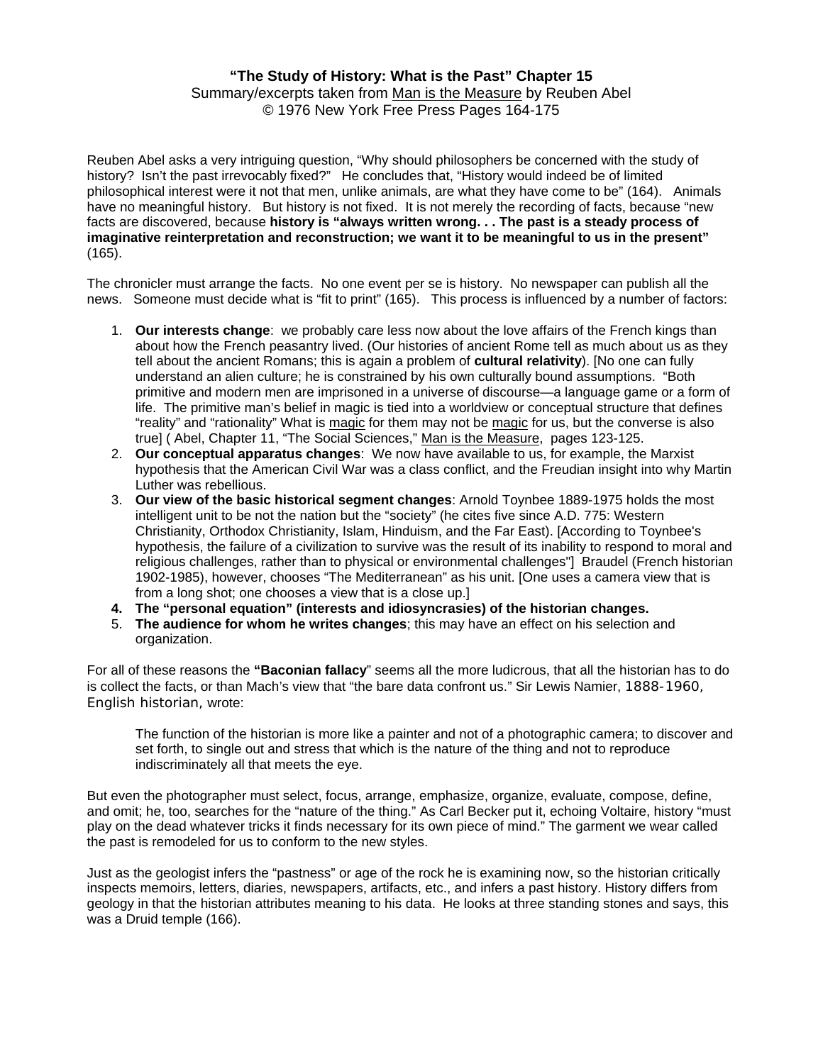**"The Study of History: What is the Past" Chapter 15**

Summary/excerpts taken from <u>Man is the Measure</u> by Reuben Abel
© 1976 New York Free Press Pages 164-175

Reuben Abel asks a very intriguing question, "Why should philosophers be concerned with the study of history? Isn't the past irrevocably fixed?" He concludes that, "History would indeed be of limited philosophical interest were it not that men, unlike animals, are what they have come to be" (164). Animals have no meaningful history. But history is not fixed. It is not merely the recording of facts, because "new facts are discovered, because **history is "always written wrong. . . The past is a steady process of imaginative reinterpretation and reconstruction; we want it to be meaningful to us in the present"** (165).

The chronicler must arrange the facts. No one event per se is history. No newspaper can publish all the news. Someone must decide what is "fit to print" (165). This process is influenced by a number of factors:

1. **Our interests change**: we probably care less now about the love affairs of the French kings than about how the French peasantry lived. (Our histories of ancient Rome tell as much about us as they tell about the ancient Romans; this is again a problem of **cultural relativity**). [No one can fully understand an alien culture; he is constrained by his own culturally bound assumptions. "Both primitive and modern men are imprisoned in a universe of discourse—a language game or a form of life. The primitive man's belief in magic is tied into a worldview or conceptual structure that defines "reality" and "rationality" What is <u>magic</u> for them may not be <u>magic</u> for us, but the converse is also true] ( Abel, Chapter 11, "The Social Sciences," <u>Man is the Measure</u>, pages 123-125.
2. **Our conceptual apparatus changes**: We now have available to us, for example, the Marxist hypothesis that the American Civil War was a class conflict, and the Freudian insight into why Martin Luther was rebellious.
3. **Our view of the basic historical segment changes**: Arnold Toynbee 1889-1975 holds the most intelligent unit to be not the nation but the "society" (he cites five since A.D. 775: Western Christianity, Orthodox Christianity, Islam, Hinduism, and the Far East). [According to Toynbee's hypothesis, the failure of a civilization to survive was the result of its inability to respond to moral and religious challenges, rather than to physical or environmental challenges"] Braudel (French historian 1902-1985), however, chooses "The Mediterranean" as his unit. [One uses a camera view that is from a long shot; one chooses a view that is a close up.]
4. **The "personal equation" (interests and idiosyncrasies) of the historian changes.**
5. **The audience for whom he writes changes**; this may have an effect on his selection and organization.

For all of these reasons the **"Baconian fallacy**" seems all the more ludicrous, that all the historian has to do is collect the facts, or than Mach's view that "the bare data confront us." Sir Lewis Namier, 1888-1960, English historian, wrote:

> The function of the historian is more like a painter and not of a photographic camera; to discover and set forth, to single out and stress that which is the nature of the thing and not to reproduce indiscriminately all that meets the eye.

But even the photographer must select, focus, arrange, emphasize, organize, evaluate, compose, define, and omit; he, too, searches for the "nature of the thing." As Carl Becker put it, echoing Voltaire, history "must play on the dead whatever tricks it finds necessary for its own piece of mind." The garment we wear called the past is remodeled for us to conform to the new styles.

Just as the geologist infers the "pastness" or age of the rock he is examining now, so the historian critically inspects memoirs, letters, diaries, newspapers, artifacts, etc., and infers a past history. History differs from geology in that the historian attributes meaning to his data. He looks at three standing stones and says, this was a Druid temple (166).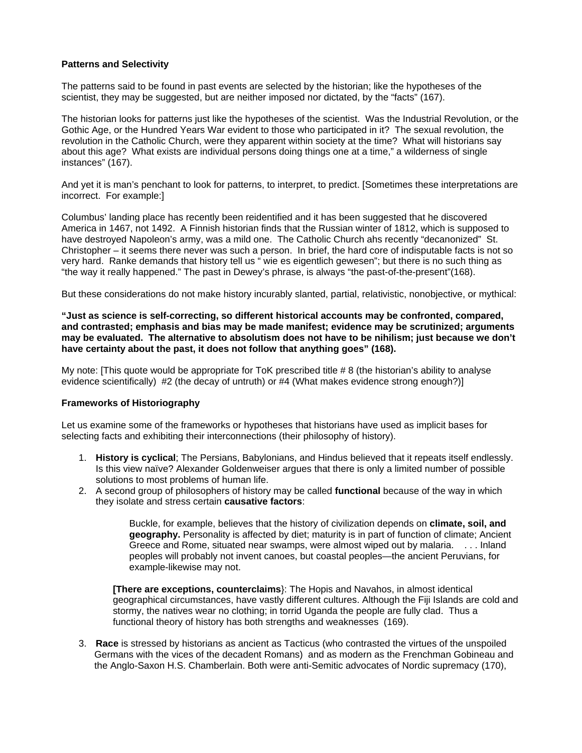**Patterns and Selectivity**

The patterns said to be found in past events are selected by the historian; like the hypotheses of the scientist, they may be suggested, but are neither imposed nor dictated, by the "facts" (167).

The historian looks for patterns just like the hypotheses of the scientist. Was the Industrial Revolution, or the Gothic Age, or the Hundred Years War evident to those who participated in it? The sexual revolution, the revolution in the Catholic Church, were they apparent within society at the time? What will historians say about this age? What exists are individual persons doing things one at a time," a wilderness of single instances" (167).

And yet it is man's penchant to look for patterns, to interpret, to predict. [Sometimes these interpretations are incorrect. For example:]

Columbus' landing place has recently been reidentified and it has been suggested that he discovered America in 1467, not 1492. A Finnish historian finds that the Russian winter of 1812, which is supposed to have destroyed Napoleon's army, was a mild one. The Catholic Church ahs recently "decanonized" St. Christopher – it seems there never was such a person. In brief, the hard core of indisputable facts is not so very hard. Ranke demands that history tell us " wie es eigentlich gewesen"; but there is no such thing as "the way it really happened." The past in Dewey's phrase, is always "the past-of-the-present"(168).

But these considerations do not make history incurably slanted, partial, relativistic, nonobjective, or mythical:

**"Just as science is self-correcting, so different historical accounts may be confronted, compared, and contrasted; emphasis and bias may be made manifest; evidence may be scrutinized; arguments may be evaluated. The alternative to absolutism does not have to be nihilism; just because we don't have certainty about the past, it does not follow that anything goes" (168).**

My note: [This quote would be appropriate for ToK prescribed title # 8 (the historian's ability to analyse evidence scientifically) #2 (the decay of untruth) or #4 (What makes evidence strong enough?)]

**Frameworks of Historiography**

Let us examine some of the frameworks or hypotheses that historians have used as implicit bases for selecting facts and exhibiting their interconnections (their philosophy of history).

1. **History is cyclical**; The Persians, Babylonians, and Hindus believed that it repeats itself endlessly. Is this view naïve? Alexander Goldenweiser argues that there is only a limited number of possible solutions to most problems of human life.
2. A second group of philosophers of history may be called **functional** because of the way in which they isolate and stress certain **causative factors**:

   > Buckle, for example, believes that the history of civilization depends on **climate, soil, and geography.** Personality is affected by diet; maturity is in part of function of climate; Ancient Greece and Rome, situated near swamps, were almost wiped out by malaria. . . . Inland peoples will probably not invent canoes, but coastal peoples—the ancient Peruvians, for example-likewise may not.

   **[There are exceptions, counterclaims**}: The Hopis and Navahos, in almost identical geographical circumstances, have vastly different cultures. Although the Fiji Islands are cold and stormy, the natives wear no clothing; in torrid Uganda the people are fully clad. Thus a functional theory of history has both strengths and weaknesses (169).

3. **Race** is stressed by historians as ancient as Tacticus (who contrasted the virtues of the unspoiled Germans with the vices of the decadent Romans) and as modern as the Frenchman Gobineau and the Anglo-Saxon H.S. Chamberlain. Both were anti-Semitic advocates of Nordic supremacy (170),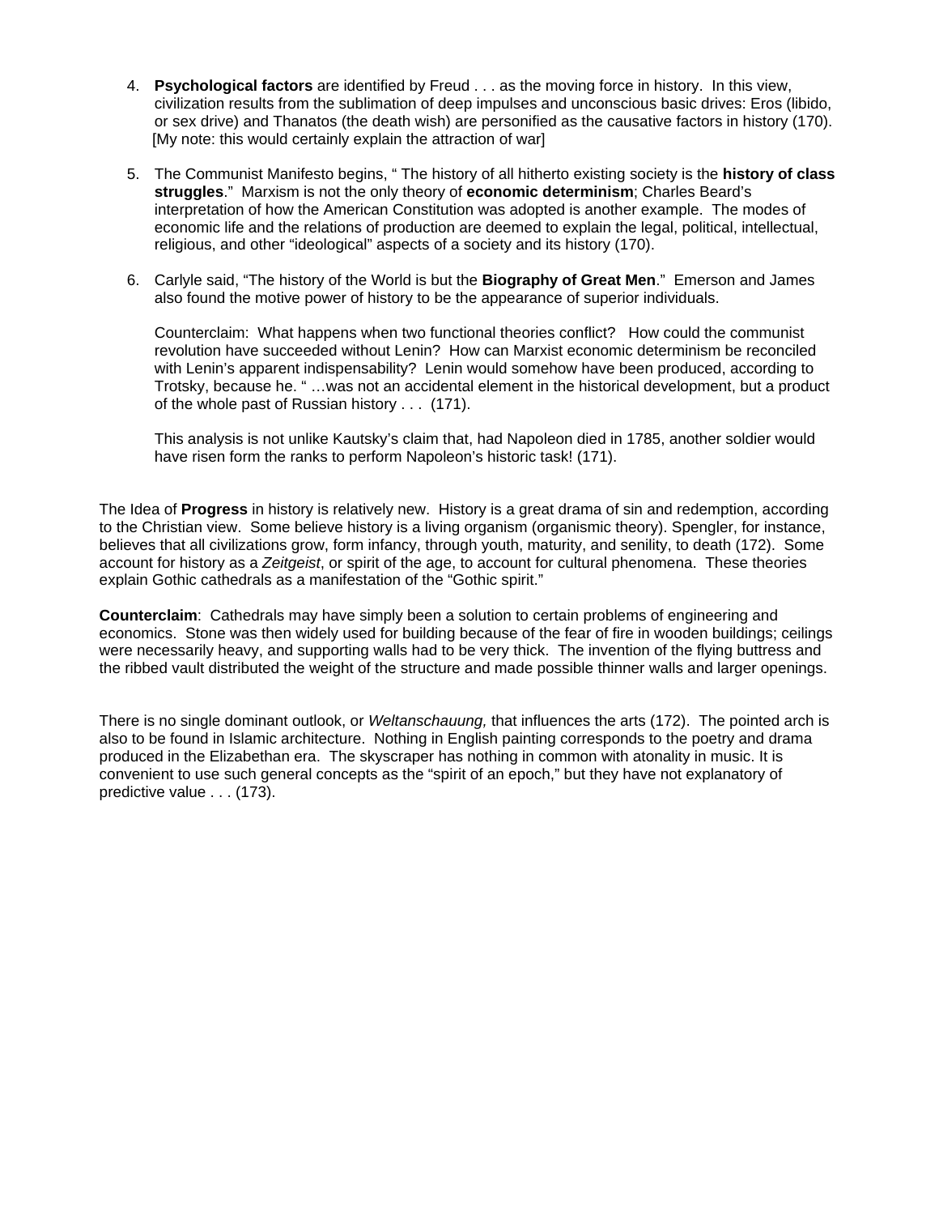4. **Psychological factors** are identified by Freud . . . as the moving force in history. In this view, civilization results from the sublimation of deep impulses and unconscious basic drives: Eros (libido, or sex drive) and Thanatos (the death wish) are personified as the causative factors in history (170). [My note: this would certainly explain the attraction of war]

5. The Communist Manifesto begins, " The history of all hitherto existing society is the **history of class struggles**." Marxism is not the only theory of **economic determinism**; Charles Beard's interpretation of how the American Constitution was adopted is another example. The modes of economic life and the relations of production are deemed to explain the legal, political, intellectual, religious, and other "ideological" aspects of a society and its history (170).

6. Carlyle said, "The history of the World is but the **Biography of Great Men**." Emerson and James also found the motive power of history to be the appearance of superior individuals.

   Counterclaim: What happens when two functional theories conflict? How could the communist revolution have succeeded without Lenin? How can Marxist economic determinism be reconciled with Lenin's apparent indispensability? Lenin would somehow have been produced, according to Trotsky, because he. " …was not an accidental element in the historical development, but a product of the whole past of Russian history . . . (171).

   This analysis is not unlike Kautsky's claim that, had Napoleon died in 1785, another soldier would have risen form the ranks to perform Napoleon's historic task! (171).

The Idea of **Progress** in history is relatively new. History is a great drama of sin and redemption, according to the Christian view. Some believe history is a living organism (organismic theory). Spengler, for instance, believes that all civilizations grow, form infancy, through youth, maturity, and senility, to death (172). Some account for history as a *Zeitgeist*, or spirit of the age, to account for cultural phenomena. These theories explain Gothic cathedrals as a manifestation of the "Gothic spirit."

**Counterclaim**: Cathedrals may have simply been a solution to certain problems of engineering and economics. Stone was then widely used for building because of the fear of fire in wooden buildings; ceilings were necessarily heavy, and supporting walls had to be very thick. The invention of the flying buttress and the ribbed vault distributed the weight of the structure and made possible thinner walls and larger openings.

There is no single dominant outlook, or *Weltanschauung,* that influences the arts (172). The pointed arch is also to be found in Islamic architecture. Nothing in English painting corresponds to the poetry and drama produced in the Elizabethan era. The skyscraper has nothing in common with atonality in music. It is convenient to use such general concepts as the "spirit of an epoch," but they have not explanatory of predictive value . . . (173).